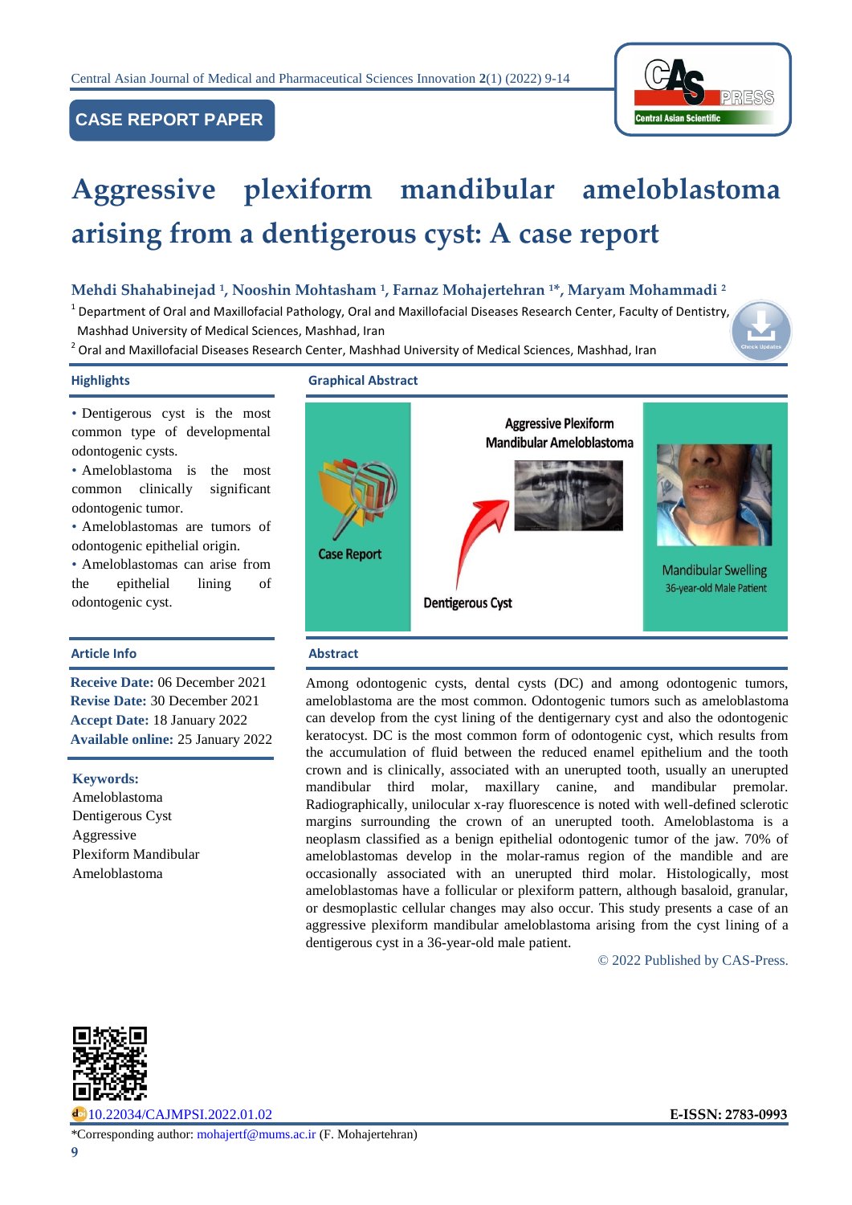CASE REPORT PAPER

# Aggressive plexiform mandibular ameloblastoma arising from a dentigerous cyst: A case report

**Mehdi Shahabinejad [1], Nooshin Mohtasham [1], Farnaz Mohajertehran [1]*, Maryam Mohammadi [2]**

[1] Department of Oral and Maxillofacial Pathology, Oral and Maxillofacial Diseases Research Center, Faculty of Dentistry, Mashhad University of Medical Sciences, Mashhad, Iran

[2] Oral and Maxillofacial Diseases Research Center, Mashhad University of Medical Sciences, Mashhad, Iran

## Highlights

- Dentigerous cyst is the most common type of developmental odontogenic cysts.
- Ameloblastoma is the most common clinically significant odontogenic tumor.
- Ameloblastomas are tumors of odontogenic epithelial origin.
- Ameloblastomas can arise from the epithelial lining of odontogenic cyst.

## Graphical Abstract

Case Report

Aggressive Plexiform Mandibular Ameloblastoma

Dentigerous Cyst

Mandibular Swelling
36-year-old Male Patient

## Article Info

**Receive Date:** 06 December 2021
**Revise Date:** 30 December 2021
**Accept Date:** 18 January 2022
**Available online:** 25 January 2022

**Keywords:**
Ameloblastoma
Dentigerous Cyst
Aggressive
Plexiform Mandibular
Ameloblastoma

## Abstract

Among odontogenic cysts, dental cysts (DC) and among odontogenic tumors, ameloblastoma are the most common. Odontogenic tumors such as ameloblastoma can develop from the cyst lining of the dentigernary cyst and also the odontogenic keratocyst. DC is the most common form of odontogenic cyst, which results from the accumulation of fluid between the reduced enamel epithelium and the tooth crown and is clinically, associated with an unerupted tooth, usually an unerupted mandibular third molar, maxillary canine, and mandibular premolar. Radiographically, unilocular x-ray fluorescence is noted with well-defined sclerotic margins surrounding the crown of an unerupted tooth. Ameloblastoma is a neoplasm classified as a benign epithelial odontogenic tumor of the jaw. 70% of ameloblastomas develop in the molar-ramus region of the mandible and are occasionally associated with an unerupted third molar. Histologically, most ameloblastomas have a follicular or plexiform pattern, although basaloid, granular, or desmoplastic cellular changes may also occur. This study presents a case of an aggressive plexiform mandibular ameloblastoma arising from the cyst lining of a dentigerous cyst in a 36-year-old male patient.

© 2022 Published by CAS-Press.

10.22034/CAJMPSI.2022.01.02

**E-ISSN: 2783-0993**

*Corresponding author: mohajertf@mums.ac.ir (F. Mohajertehran)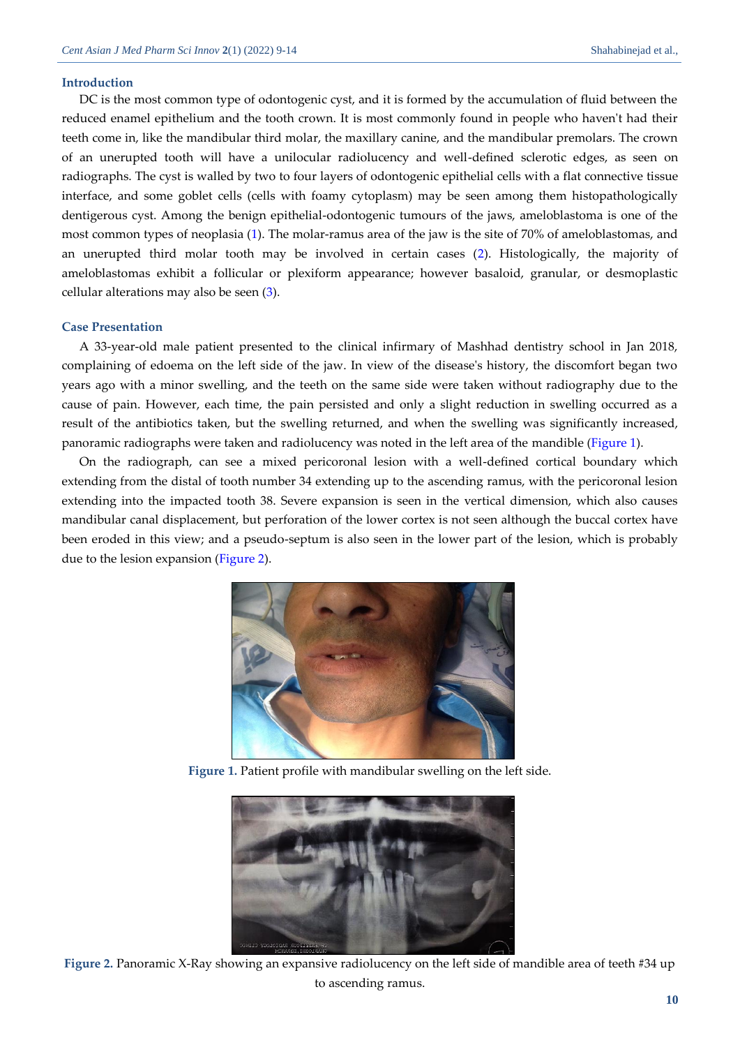## Introduction

DC is the most common type of odontogenic cyst, and it is formed by the accumulation of fluid between the reduced enamel epithelium and the tooth crown. It is most commonly found in people who haven't had their teeth come in, like the mandibular third molar, the maxillary canine, and the mandibular premolars. The crown of an unerupted tooth will have a unilocular radiolucency and well-defined sclerotic edges, as seen on radiographs. The cyst is walled by two to four layers of odontogenic epithelial cells with a flat connective tissue interface, and some goblet cells (cells with foamy cytoplasm) may be seen among them histopathologically dentigerous cyst. Among the benign epithelial-odontogenic tumours of the jaws, ameloblastoma is one of the most common types of neoplasia (1). The molar-ramus area of the jaw is the site of 70% of ameloblastomas, and an unerupted third molar tooth may be involved in certain cases (2). Histologically, the majority of ameloblastomas exhibit a follicular or plexiform appearance; however basaloid, granular, or desmoplastic cellular alterations may also be seen (3).

## Case Presentation

A 33-year-old male patient presented to the clinical infirmary of Mashhad dentistry school in Jan 2018, complaining of edoema on the left side of the jaw. In view of the disease's history, the discomfort began two years ago with a minor swelling, and the teeth on the same side were taken without radiography due to the cause of pain. However, each time, the pain persisted and only a slight reduction in swelling occurred as a result of the antibiotics taken, but the swelling returned, and when the swelling was significantly increased, panoramic radiographs were taken and radiolucency was noted in the left area of the mandible (Figure 1).

On the radiograph, can see a mixed pericoronal lesion with a well-defined cortical boundary which extending from the distal of tooth number 34 extending up to the ascending ramus, with the pericoronal lesion extending into the impacted tooth 38. Severe expansion is seen in the vertical dimension, which also causes mandibular canal displacement, but perforation of the lower cortex is not seen although the buccal cortex have been eroded in this view; and a pseudo-septum is also seen in the lower part of the lesion, which is probably due to the lesion expansion (Figure 2).

**Figure 1.** Patient profile with mandibular swelling on the left side.

**Figure 2.** Panoramic X-Ray showing an expansive radiolucency on the left side of mandible area of teeth #34 up to ascending ramus.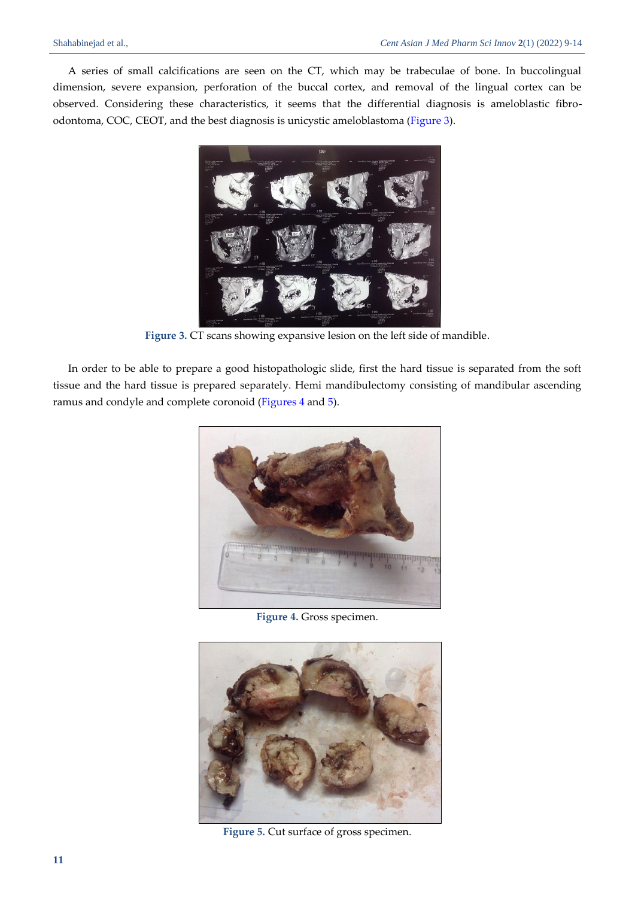A series of small calcifications are seen on the CT, which may be trabeculae of bone. In buccolingual dimension, severe expansion, perforation of the buccal cortex, and removal of the lingual cortex can be observed. Considering these characteristics, it seems that the differential diagnosis is ameloblastic fibro-odontoma, COC, CEOT, and the best diagnosis is unicystic ameloblastoma (Figure 3).

**Figure 3.** CT scans showing expansive lesion on the left side of mandible.

In order to be able to prepare a good histopathologic slide, first the hard tissue is separated from the soft tissue and the hard tissue is prepared separately. Hemi mandibulectomy consisting of mandibular ascending ramus and condyle and complete coronoid (Figures 4 and 5).

**Figure 4.** Gross specimen.

**Figure 5.** Cut surface of gross specimen.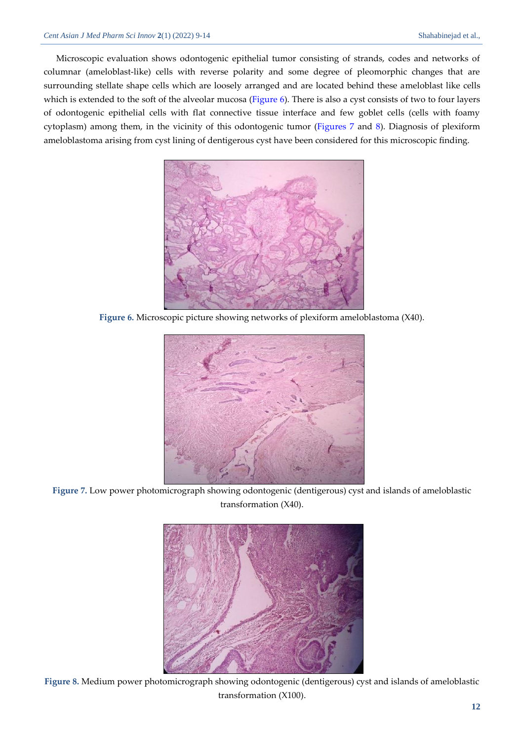Microscopic evaluation shows odontogenic epithelial tumor consisting of strands, codes and networks of columnar (ameloblast-like) cells with reverse polarity and some degree of pleomorphic changes that are surrounding stellate shape cells which are loosely arranged and are located behind these ameloblast like cells which is extended to the soft of the alveolar mucosa (Figure 6). There is also a cyst consists of two to four layers of odontogenic epithelial cells with flat connective tissue interface and few goblet cells (cells with foamy cytoplasm) among them, in the vicinity of this odontogenic tumor (Figures 7 and 8). Diagnosis of plexiform ameloblastoma arising from cyst lining of dentigerous cyst have been considered for this microscopic finding.

**Figure 6.** Microscopic picture showing networks of plexiform ameloblastoma (X40).

**Figure 7.** Low power photomicrograph showing odontogenic (dentigerous) cyst and islands of ameloblastic transformation (X40).

**Figure 8.** Medium power photomicrograph showing odontogenic (dentigerous) cyst and islands of ameloblastic transformation (X100).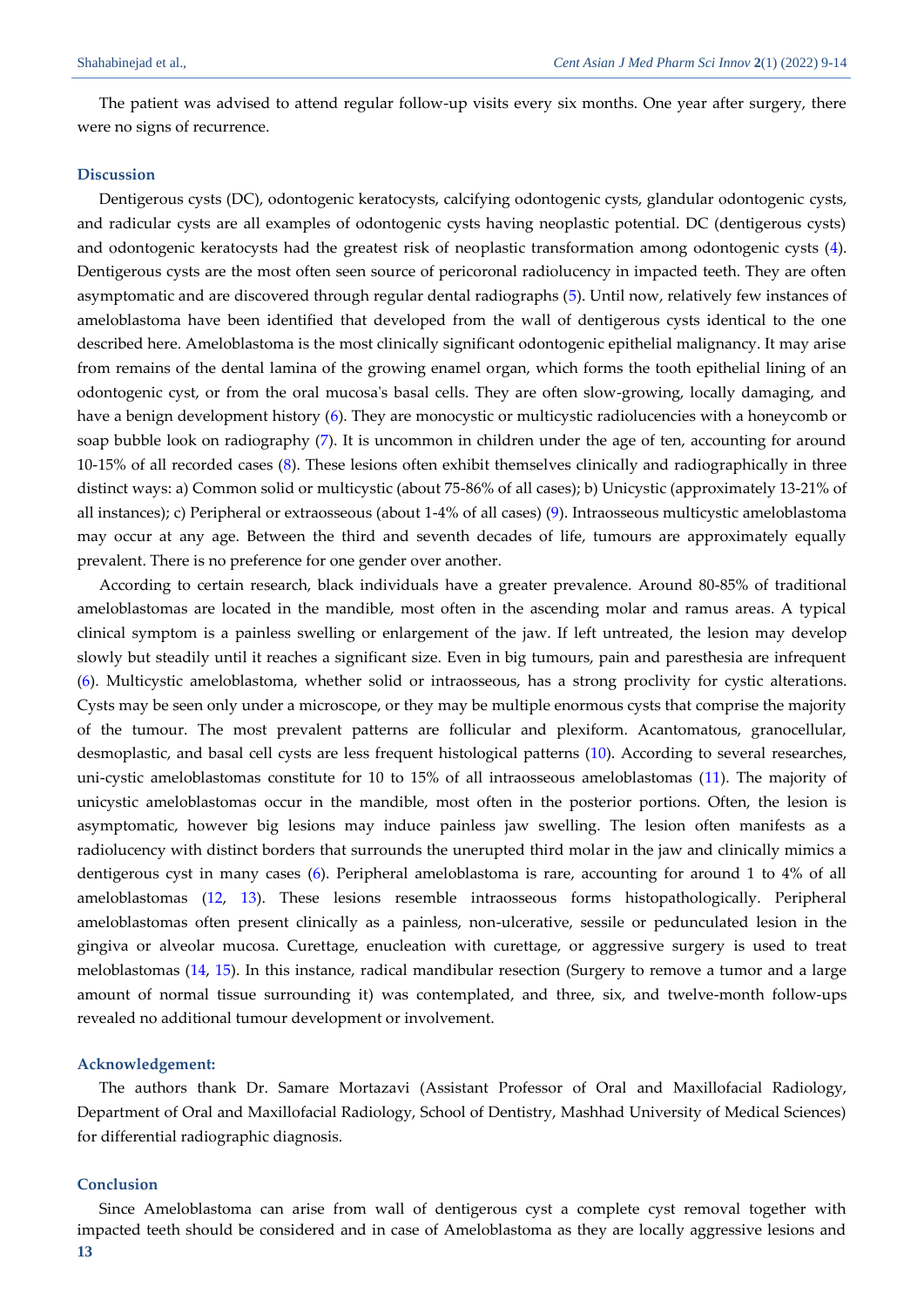The patient was advised to attend regular follow-up visits every six months. One year after surgery, there were no signs of recurrence.

## Discussion

Dentigerous cysts (DC), odontogenic keratocysts, calcifying odontogenic cysts, glandular odontogenic cysts, and radicular cysts are all examples of odontogenic cysts having neoplastic potential. DC (dentigerous cysts) and odontogenic keratocysts had the greatest risk of neoplastic transformation among odontogenic cysts (4). Dentigerous cysts are the most often seen source of pericoronal radiolucency in impacted teeth. They are often asymptomatic and are discovered through regular dental radiographs (5). Until now, relatively few instances of ameloblastoma have been identified that developed from the wall of dentigerous cysts identical to the one described here. Ameloblastoma is the most clinically significant odontogenic epithelial malignancy. It may arise from remains of the dental lamina of the growing enamel organ, which forms the tooth epithelial lining of an odontogenic cyst, or from the oral mucosa's basal cells. They are often slow-growing, locally damaging, and have a benign development history (6). They are monocystic or multicystic radiolucencies with a honeycomb or soap bubble look on radiography (7). It is uncommon in children under the age of ten, accounting for around 10-15% of all recorded cases (8). These lesions often exhibit themselves clinically and radiographically in three distinct ways: a) Common solid or multicystic (about 75-86% of all cases); b) Unicystic (approximately 13-21% of all instances); c) Peripheral or extraosseous (about 1-4% of all cases) (9). Intraosseous multicystic ameloblastoma may occur at any age. Between the third and seventh decades of life, tumours are approximately equally prevalent. There is no preference for one gender over another.

According to certain research, black individuals have a greater prevalence. Around 80-85% of traditional ameloblastomas are located in the mandible, most often in the ascending molar and ramus areas. A typical clinical symptom is a painless swelling or enlargement of the jaw. If left untreated, the lesion may develop slowly but steadily until it reaches a significant size. Even in big tumours, pain and paresthesia are infrequent (6). Multicystic ameloblastoma, whether solid or intraosseous, has a strong proclivity for cystic alterations. Cysts may be seen only under a microscope, or they may be multiple enormous cysts that comprise the majority of the tumour. The most prevalent patterns are follicular and plexiform. Acantomatous, granocellular, desmoplastic, and basal cell cysts are less frequent histological patterns (10). According to several researches, uni-cystic ameloblastomas constitute for 10 to 15% of all intraosseous ameloblastomas (11). The majority of unicystic ameloblastomas occur in the mandible, most often in the posterior portions. Often, the lesion is asymptomatic, however big lesions may induce painless jaw swelling. The lesion often manifests as a radiolucency with distinct borders that surrounds the unerupted third molar in the jaw and clinically mimics a dentigerous cyst in many cases (6). Peripheral ameloblastoma is rare, accounting for around 1 to 4% of all ameloblastomas (12, 13). These lesions resemble intraosseous forms histopathologically. Peripheral ameloblastomas often present clinically as a painless, non-ulcerative, sessile or pedunculated lesion in the gingiva or alveolar mucosa. Curettage, enucleation with curettage, or aggressive surgery is used to treat meloblastomas (14, 15). In this instance, radical mandibular resection (Surgery to remove a tumor and a large amount of normal tissue surrounding it) was contemplated, and three, six, and twelve-month follow-ups revealed no additional tumour development or involvement.

## Acknowledgement:

The authors thank Dr. Samare Mortazavi (Assistant Professor of Oral and Maxillofacial Radiology, Department of Oral and Maxillofacial Radiology, School of Dentistry, Mashhad University of Medical Sciences) for differential radiographic diagnosis.

## Conclusion

Since Ameloblastoma can arise from wall of dentigerous cyst a complete cyst removal together with impacted teeth should be considered and in case of Ameloblastoma as they are locally aggressive lesions and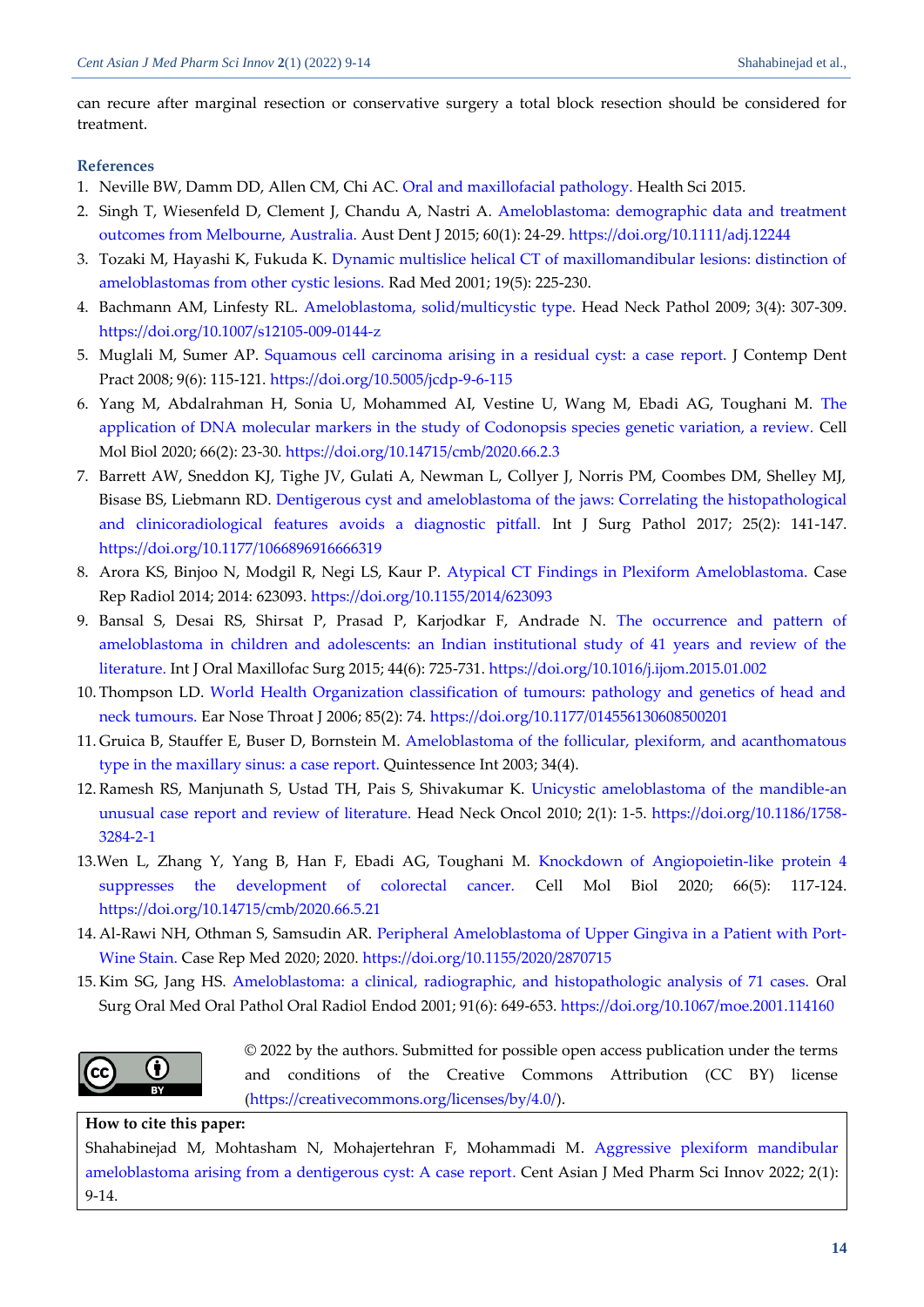can recure after marginal resection or conservative surgery a total block resection should be considered for treatment.

## References

1. Neville BW, Damm DD, Allen CM, Chi AC. Oral and maxillofacial pathology. Health Sci 2015.
2. Singh T, Wiesenfeld D, Clement J, Chandu A, Nastri A. Ameloblastoma: demographic data and treatment outcomes from Melbourne, Australia. Aust Dent J 2015; 60(1): 24-29. https://doi.org/10.1111/adj.12244
3. Tozaki M, Hayashi K, Fukuda K. Dynamic multislice helical CT of maxillomandibular lesions: distinction of ameloblastomas from other cystic lesions. Rad Med 2001; 19(5): 225-230.
4. Bachmann AM, Linfesty RL. Ameloblastoma, solid/multicystic type. Head Neck Pathol 2009; 3(4): 307-309. https://doi.org/10.1007/s12105-009-0144-z
5. Muglali M, Sumer AP. Squamous cell carcinoma arising in a residual cyst: a case report. J Contemp Dent Pract 2008; 9(6): 115-121. https://doi.org/10.5005/jcdp-9-6-115
6. Yang M, Abdalrahman H, Sonia U, Mohammed AI, Vestine U, Wang M, Ebadi AG, Toughani M. The application of DNA molecular markers in the study of Codonopsis species genetic variation, a review. Cell Mol Biol 2020; 66(2): 23-30. https://doi.org/10.14715/cmb/2020.66.2.3
7. Barrett AW, Sneddon KJ, Tighe JV, Gulati A, Newman L, Collyer J, Norris PM, Coombes DM, Shelley MJ, Bisase BS, Liebmann RD. Dentigerous cyst and ameloblastoma of the jaws: Correlating the histopathological and clinicoradiological features avoids a diagnostic pitfall. Int J Surg Pathol 2017; 25(2): 141-147. https://doi.org/10.1177/1066896916666319
8. Arora KS, Binjoo N, Modgil R, Negi LS, Kaur P. Atypical CT Findings in Plexiform Ameloblastoma. Case Rep Radiol 2014; 2014: 623093. https://doi.org/10.1155/2014/623093
9. Bansal S, Desai RS, Shirsat P, Prasad P, Karjodkar F, Andrade N. The occurrence and pattern of ameloblastoma in children and adolescents: an Indian institutional study of 41 years and review of the literature. Int J Oral Maxillofac Surg 2015; 44(6): 725-731. https://doi.org/10.1016/j.ijom.2015.01.002
10. Thompson LD. World Health Organization classification of tumours: pathology and genetics of head and neck tumours. Ear Nose Throat J 2006; 85(2): 74. https://doi.org/10.1177/014556130608500201
11. Gruica B, Stauffer E, Buser D, Bornstein M. Ameloblastoma of the follicular, plexiform, and acanthomatous type in the maxillary sinus: a case report. Quintessence Int 2003; 34(4).
12. Ramesh RS, Manjunath S, Ustad TH, Pais S, Shivakumar K. Unicystic ameloblastoma of the mandible-an unusual case report and review of literature. Head Neck Oncol 2010; 2(1): 1-5. https://doi.org/10.1186/1758-3284-2-1
13. Wen L, Zhang Y, Yang B, Han F, Ebadi AG, Toughani M. Knockdown of Angiopoietin-like protein 4 suppresses the development of colorectal cancer. Cell Mol Biol 2020; 66(5): 117-124. https://doi.org/10.14715/cmb/2020.66.5.21
14. Al-Rawi NH, Othman S, Samsudin AR. Peripheral Ameloblastoma of Upper Gingiva in a Patient with Port-Wine Stain. Case Rep Med 2020; 2020. https://doi.org/10.1155/2020/2870715
15. Kim SG, Jang HS. Ameloblastoma: a clinical, radiographic, and histopathologic analysis of 71 cases. Oral Surg Oral Med Oral Pathol Oral Radiol Endod 2001; 91(6): 649-653. https://doi.org/10.1067/moe.2001.114160

© 2022 by the authors. Submitted for possible open access publication under the terms and conditions of the Creative Commons Attribution (CC BY) license (https://creativecommons.org/licenses/by/4.0/).

**How to cite this paper:**
Shahabinejad M, Mohtasham N, Mohajertehran F, Mohammadi M. Aggressive plexiform mandibular ameloblastoma arising from a dentigerous cyst: A case report. Cent Asian J Med Pharm Sci Innov 2022; 2(1): 9-14.